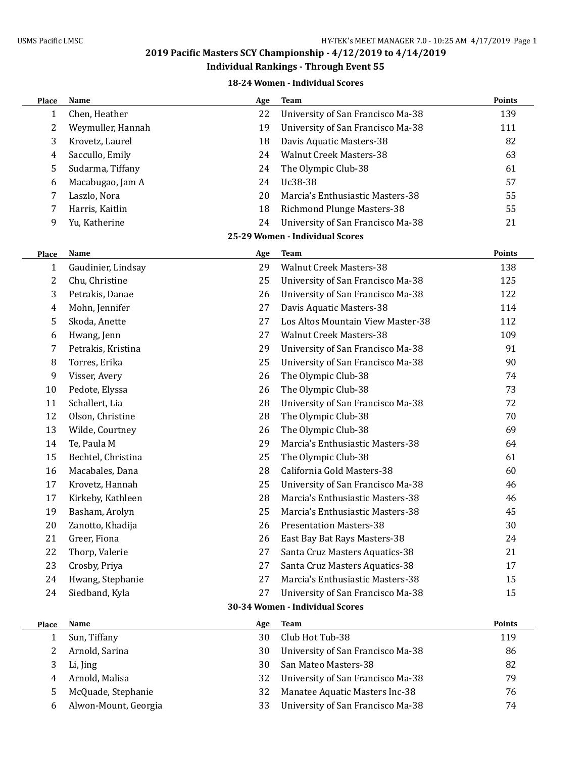# 2019 Pacific Masters SCY Championship - 4/12/2019 to 4/14/2019

## Individual Rankings - Through Event 55

### 18-24 Women - Individual Scores

| Place | Name | Age | Team | Points |
|---|---|---|---|---|
| 1 | Chen, Heather | 22 | University of San Francisco Ma-38 | 139 |
| 2 | Weymuller, Hannah | 19 | University of San Francisco Ma-38 | 111 |
| 3 | Krovetz, Laurel | 18 | Davis Aquatic Masters-38 | 82 |
| 4 | Saccullo, Emily | 24 | Walnut Creek Masters-38 | 63 |
| 5 | Sudarma, Tiffany | 24 | The Olympic Club-38 | 61 |
| 6 | Macabugao, Jam A | 24 | Uc38-38 | 57 |
| 7 | Laszlo, Nora | 20 | Marcia's Enthusiastic Masters-38 | 55 |
| 7 | Harris, Kaitlin | 18 | Richmond Plunge Masters-38 | 55 |
| 9 | Yu, Katherine | 24 | University of San Francisco Ma-38 | 21 |

### 25-29 Women - Individual Scores

| Place | Name | Age | Team | Points |
|---|---|---|---|---|
| 1 | Gaudinier, Lindsay | 29 | Walnut Creek Masters-38 | 138 |
| 2 | Chu, Christine | 25 | University of San Francisco Ma-38 | 125 |
| 3 | Petrakis, Danae | 26 | University of San Francisco Ma-38 | 122 |
| 4 | Mohn, Jennifer | 27 | Davis Aquatic Masters-38 | 114 |
| 5 | Skoda, Anette | 27 | Los Altos Mountain View Master-38 | 112 |
| 6 | Hwang, Jenn | 27 | Walnut Creek Masters-38 | 109 |
| 7 | Petrakis, Kristina | 29 | University of San Francisco Ma-38 | 91 |
| 8 | Torres, Erika | 25 | University of San Francisco Ma-38 | 90 |
| 9 | Visser, Avery | 26 | The Olympic Club-38 | 74 |
| 10 | Pedote, Elyssa | 26 | The Olympic Club-38 | 73 |
| 11 | Schallert, Lia | 28 | University of San Francisco Ma-38 | 72 |
| 12 | Olson, Christine | 28 | The Olympic Club-38 | 70 |
| 13 | Wilde, Courtney | 26 | The Olympic Club-38 | 69 |
| 14 | Te, Paula M | 29 | Marcia's Enthusiastic Masters-38 | 64 |
| 15 | Bechtel, Christina | 25 | The Olympic Club-38 | 61 |
| 16 | Macabales, Dana | 28 | California Gold Masters-38 | 60 |
| 17 | Krovetz, Hannah | 25 | University of San Francisco Ma-38 | 46 |
| 17 | Kirkeby, Kathleen | 28 | Marcia's Enthusiastic Masters-38 | 46 |
| 19 | Basham, Arolyn | 25 | Marcia's Enthusiastic Masters-38 | 45 |
| 20 | Zanotto, Khadija | 26 | Presentation Masters-38 | 30 |
| 21 | Greer, Fiona | 26 | East Bay Bat Rays Masters-38 | 24 |
| 22 | Thorp, Valerie | 27 | Santa Cruz Masters Aquatics-38 | 21 |
| 23 | Crosby, Priya | 27 | Santa Cruz Masters Aquatics-38 | 17 |
| 24 | Hwang, Stephanie | 27 | Marcia's Enthusiastic Masters-38 | 15 |
| 24 | Siedband, Kyla | 27 | University of San Francisco Ma-38 | 15 |

### 30-34 Women - Individual Scores

| Place | Name | Age | Team | Points |
|---|---|---|---|---|
| 1 | Sun, Tiffany | 30 | Club Hot Tub-38 | 119 |
| 2 | Arnold, Sarina | 30 | University of San Francisco Ma-38 | 86 |
| 3 | Li, Jing | 30 | San Mateo Masters-38 | 82 |
| 4 | Arnold, Malisa | 32 | University of San Francisco Ma-38 | 79 |
| 5 | McQuade, Stephanie | 32 | Manatee Aquatic Masters Inc-38 | 76 |
| 6 | Alwon-Mount, Georgia | 33 | University of San Francisco Ma-38 | 74 |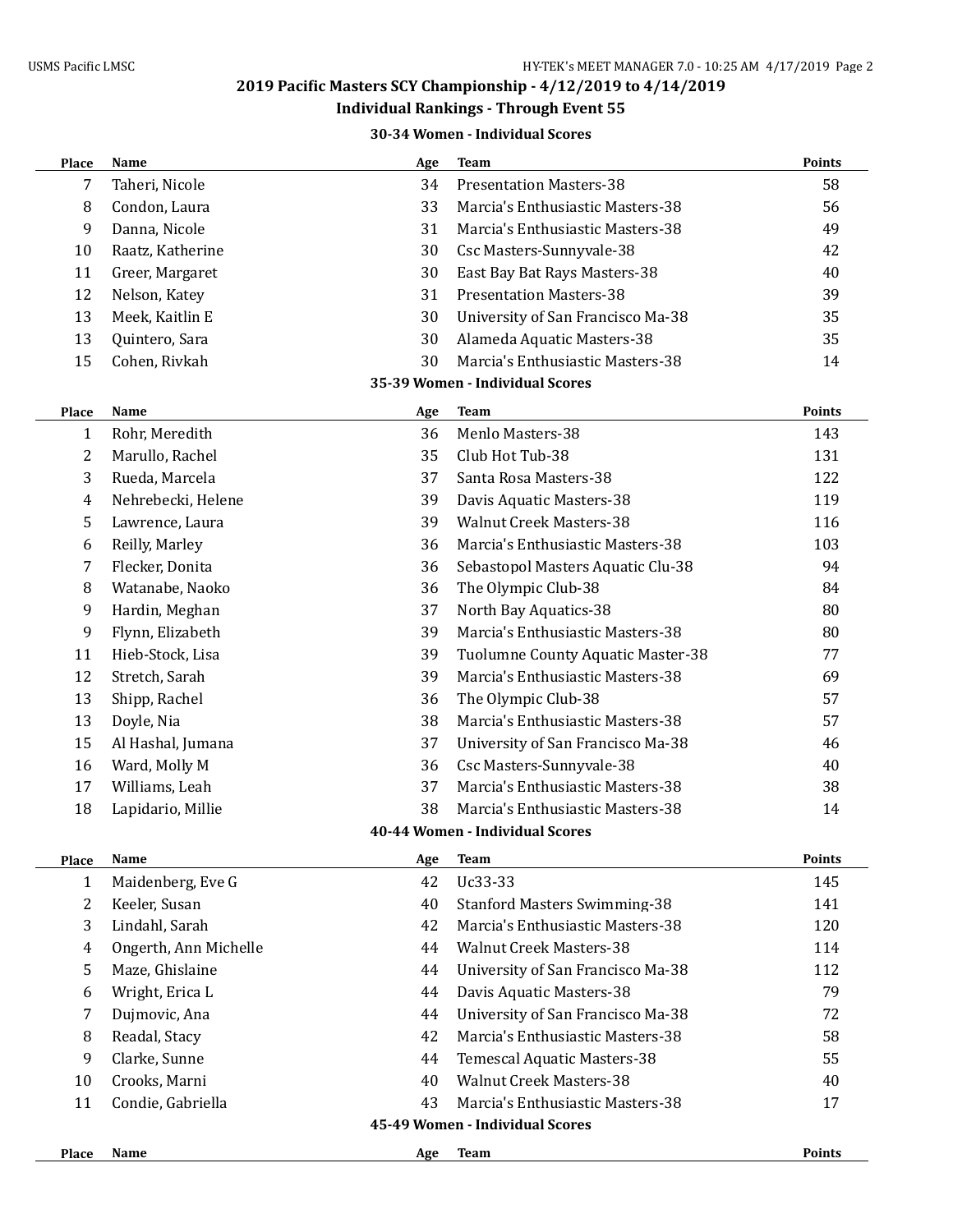## 2019 Pacific Masters SCY Championship - 4/12/2019 to 4/14/2019

## Individual Rankings - Through Event 55

### 30-34 Women - Individual Scores

| Place | Name | Age | Team | Points |
|---|---|---|---|---|
| 7 | Taheri, Nicole | 34 | Presentation Masters-38 | 58 |
| 8 | Condon, Laura | 33 | Marcia's Enthusiastic Masters-38 | 56 |
| 9 | Danna, Nicole | 31 | Marcia's Enthusiastic Masters-38 | 49 |
| 10 | Raatz, Katherine | 30 | Csc Masters-Sunnyvale-38 | 42 |
| 11 | Greer, Margaret | 30 | East Bay Bat Rays Masters-38 | 40 |
| 12 | Nelson, Katey | 31 | Presentation Masters-38 | 39 |
| 13 | Meek, Kaitlin E | 30 | University of San Francisco Ma-38 | 35 |
| 13 | Quintero, Sara | 30 | Alameda Aquatic Masters-38 | 35 |
| 15 | Cohen, Rivkah | 30 | Marcia's Enthusiastic Masters-38 | 14 |

### 35-39 Women - Individual Scores

| Place | Name | Age | Team | Points |
|---|---|---|---|---|
| 1 | Rohr, Meredith | 36 | Menlo Masters-38 | 143 |
| 2 | Marullo, Rachel | 35 | Club Hot Tub-38 | 131 |
| 3 | Rueda, Marcela | 37 | Santa Rosa Masters-38 | 122 |
| 4 | Nehrebecki, Helene | 39 | Davis Aquatic Masters-38 | 119 |
| 5 | Lawrence, Laura | 39 | Walnut Creek Masters-38 | 116 |
| 6 | Reilly, Marley | 36 | Marcia's Enthusiastic Masters-38 | 103 |
| 7 | Flecker, Donita | 36 | Sebastopol Masters Aquatic Clu-38 | 94 |
| 8 | Watanabe, Naoko | 36 | The Olympic Club-38 | 84 |
| 9 | Hardin, Meghan | 37 | North Bay Aquatics-38 | 80 |
| 9 | Flynn, Elizabeth | 39 | Marcia's Enthusiastic Masters-38 | 80 |
| 11 | Hieb-Stock, Lisa | 39 | Tuolumne County Aquatic Master-38 | 77 |
| 12 | Stretch, Sarah | 39 | Marcia's Enthusiastic Masters-38 | 69 |
| 13 | Shipp, Rachel | 36 | The Olympic Club-38 | 57 |
| 13 | Doyle, Nia | 38 | Marcia's Enthusiastic Masters-38 | 57 |
| 15 | Al Hashal, Jumana | 37 | University of San Francisco Ma-38 | 46 |
| 16 | Ward, Molly M | 36 | Csc Masters-Sunnyvale-38 | 40 |
| 17 | Williams, Leah | 37 | Marcia's Enthusiastic Masters-38 | 38 |
| 18 | Lapidario, Millie | 38 | Marcia's Enthusiastic Masters-38 | 14 |

### 40-44 Women - Individual Scores

| Place | Name | Age | Team | Points |
|---|---|---|---|---|
| 1 | Maidenberg, Eve G | 42 | Uc33-33 | 145 |
| 2 | Keeler, Susan | 40 | Stanford Masters Swimming-38 | 141 |
| 3 | Lindahl, Sarah | 42 | Marcia's Enthusiastic Masters-38 | 120 |
| 4 | Ongerth, Ann Michelle | 44 | Walnut Creek Masters-38 | 114 |
| 5 | Maze, Ghislaine | 44 | University of San Francisco Ma-38 | 112 |
| 6 | Wright, Erica L | 44 | Davis Aquatic Masters-38 | 79 |
| 7 | Dujmovic, Ana | 44 | University of San Francisco Ma-38 | 72 |
| 8 | Readal, Stacy | 42 | Marcia's Enthusiastic Masters-38 | 58 |
| 9 | Clarke, Sunne | 44 | Temescal Aquatic Masters-38 | 55 |
| 10 | Crooks, Marni | 40 | Walnut Creek Masters-38 | 40 |
| 11 | Condie, Gabriella | 43 | Marcia's Enthusiastic Masters-38 | 17 |

### 45-49 Women - Individual Scores

| Place | Name | Age | Team | Points |
|---|---|---|---|---|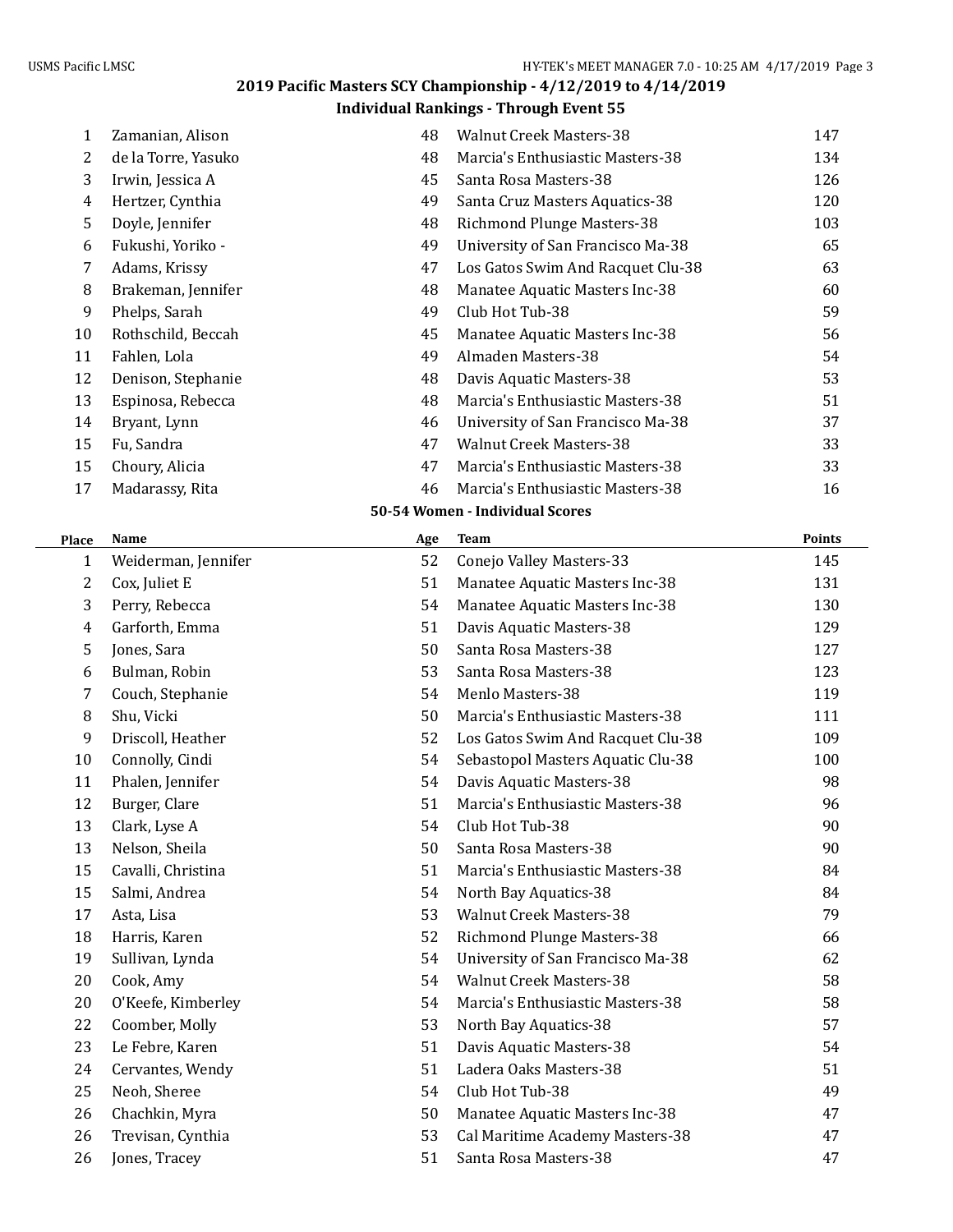## 2019 Pacific Masters SCY Championship - 4/12/2019 to 4/14/2019

### Individual Rankings - Through Event 55

| Place | Name | Age | Team | Points |
|---|---|---|---|---|
| 1 | Zamanian, Alison | 48 | Walnut Creek Masters-38 | 147 |
| 2 | de la Torre, Yasuko | 48 | Marcia's Enthusiastic Masters-38 | 134 |
| 3 | Irwin, Jessica A | 45 | Santa Rosa Masters-38 | 126 |
| 4 | Hertzer, Cynthia | 49 | Santa Cruz Masters Aquatics-38 | 120 |
| 5 | Doyle, Jennifer | 48 | Richmond Plunge Masters-38 | 103 |
| 6 | Fukushi, Yoriko - | 49 | University of San Francisco Ma-38 | 65 |
| 7 | Adams, Krissy | 47 | Los Gatos Swim And Racquet Clu-38 | 63 |
| 8 | Brakeman, Jennifer | 48 | Manatee Aquatic Masters Inc-38 | 60 |
| 9 | Phelps, Sarah | 49 | Club Hot Tub-38 | 59 |
| 10 | Rothschild, Beccah | 45 | Manatee Aquatic Masters Inc-38 | 56 |
| 11 | Fahlen, Lola | 49 | Almaden Masters-38 | 54 |
| 12 | Denison, Stephanie | 48 | Davis Aquatic Masters-38 | 53 |
| 13 | Espinosa, Rebecca | 48 | Marcia's Enthusiastic Masters-38 | 51 |
| 14 | Bryant, Lynn | 46 | University of San Francisco Ma-38 | 37 |
| 15 | Fu, Sandra | 47 | Walnut Creek Masters-38 | 33 |
| 15 | Choury, Alicia | 47 | Marcia's Enthusiastic Masters-38 | 33 |
| 17 | Madarassy, Rita | 46 | Marcia's Enthusiastic Masters-38 | 16 |

### 50-54 Women - Individual Scores

| Place | Name | Age | Team | Points |
|---|---|---|---|---|
| 1 | Weiderman, Jennifer | 52 | Conejo Valley Masters-33 | 145 |
| 2 | Cox, Juliet E | 51 | Manatee Aquatic Masters Inc-38 | 131 |
| 3 | Perry, Rebecca | 54 | Manatee Aquatic Masters Inc-38 | 130 |
| 4 | Garforth, Emma | 51 | Davis Aquatic Masters-38 | 129 |
| 5 | Jones, Sara | 50 | Santa Rosa Masters-38 | 127 |
| 6 | Bulman, Robin | 53 | Santa Rosa Masters-38 | 123 |
| 7 | Couch, Stephanie | 54 | Menlo Masters-38 | 119 |
| 8 | Shu, Vicki | 50 | Marcia's Enthusiastic Masters-38 | 111 |
| 9 | Driscoll, Heather | 52 | Los Gatos Swim And Racquet Clu-38 | 109 |
| 10 | Connolly, Cindi | 54 | Sebastopol Masters Aquatic Clu-38 | 100 |
| 11 | Phalen, Jennifer | 54 | Davis Aquatic Masters-38 | 98 |
| 12 | Burger, Clare | 51 | Marcia's Enthusiastic Masters-38 | 96 |
| 13 | Clark, Lyse A | 54 | Club Hot Tub-38 | 90 |
| 13 | Nelson, Sheila | 50 | Santa Rosa Masters-38 | 90 |
| 15 | Cavalli, Christina | 51 | Marcia's Enthusiastic Masters-38 | 84 |
| 15 | Salmi, Andrea | 54 | North Bay Aquatics-38 | 84 |
| 17 | Asta, Lisa | 53 | Walnut Creek Masters-38 | 79 |
| 18 | Harris, Karen | 52 | Richmond Plunge Masters-38 | 66 |
| 19 | Sullivan, Lynda | 54 | University of San Francisco Ma-38 | 62 |
| 20 | Cook, Amy | 54 | Walnut Creek Masters-38 | 58 |
| 20 | O'Keefe, Kimberley | 54 | Marcia's Enthusiastic Masters-38 | 58 |
| 22 | Coomber, Molly | 53 | North Bay Aquatics-38 | 57 |
| 23 | Le Febre, Karen | 51 | Davis Aquatic Masters-38 | 54 |
| 24 | Cervantes, Wendy | 51 | Ladera Oaks Masters-38 | 51 |
| 25 | Neoh, Sheree | 54 | Club Hot Tub-38 | 49 |
| 26 | Chachkin, Myra | 50 | Manatee Aquatic Masters Inc-38 | 47 |
| 26 | Trevisan, Cynthia | 53 | Cal Maritime Academy Masters-38 | 47 |
| 26 | Jones, Tracey | 51 | Santa Rosa Masters-38 | 47 |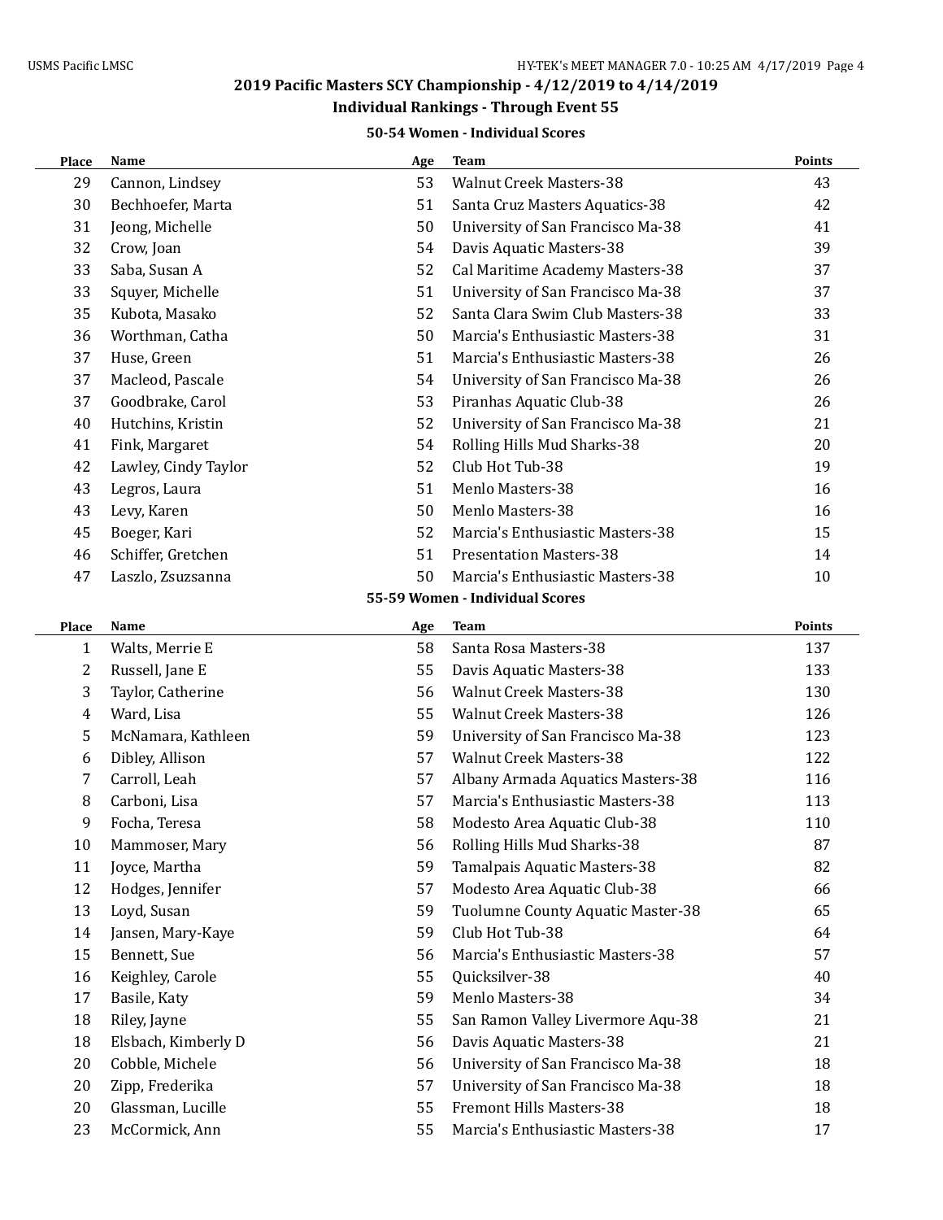## 2019 Pacific Masters SCY Championship - 4/12/2019 to 4/14/2019

### Individual Rankings - Through Event 55

#### 50-54 Women - Individual Scores

| Place | Name | Age | Team | Points |
|---|---|---|---|---|
| 29 | Cannon, Lindsey | 53 | Walnut Creek Masters-38 | 43 |
| 30 | Bechhoefer, Marta | 51 | Santa Cruz Masters Aquatics-38 | 42 |
| 31 | Jeong, Michelle | 50 | University of San Francisco Ma-38 | 41 |
| 32 | Crow, Joan | 54 | Davis Aquatic Masters-38 | 39 |
| 33 | Saba, Susan A | 52 | Cal Maritime Academy Masters-38 | 37 |
| 33 | Squyer, Michelle | 51 | University of San Francisco Ma-38 | 37 |
| 35 | Kubota, Masako | 52 | Santa Clara Swim Club Masters-38 | 33 |
| 36 | Worthman, Catha | 50 | Marcia's Enthusiastic Masters-38 | 31 |
| 37 | Huse, Green | 51 | Marcia's Enthusiastic Masters-38 | 26 |
| 37 | Macleod, Pascale | 54 | University of San Francisco Ma-38 | 26 |
| 37 | Goodbrake, Carol | 53 | Piranhas Aquatic Club-38 | 26 |
| 40 | Hutchins, Kristin | 52 | University of San Francisco Ma-38 | 21 |
| 41 | Fink, Margaret | 54 | Rolling Hills Mud Sharks-38 | 20 |
| 42 | Lawley, Cindy Taylor | 52 | Club Hot Tub-38 | 19 |
| 43 | Legros, Laura | 51 | Menlo Masters-38 | 16 |
| 43 | Levy, Karen | 50 | Menlo Masters-38 | 16 |
| 45 | Boeger, Kari | 52 | Marcia's Enthusiastic Masters-38 | 15 |
| 46 | Schiffer, Gretchen | 51 | Presentation Masters-38 | 14 |
| 47 | Laszlo, Zsuzsanna | 50 | Marcia's Enthusiastic Masters-38 | 10 |

#### 55-59 Women - Individual Scores

| Place | Name | Age | Team | Points |
|---|---|---|---|---|
| 1 | Walts, Merrie E | 58 | Santa Rosa Masters-38 | 137 |
| 2 | Russell, Jane E | 55 | Davis Aquatic Masters-38 | 133 |
| 3 | Taylor, Catherine | 56 | Walnut Creek Masters-38 | 130 |
| 4 | Ward, Lisa | 55 | Walnut Creek Masters-38 | 126 |
| 5 | McNamara, Kathleen | 59 | University of San Francisco Ma-38 | 123 |
| 6 | Dibley, Allison | 57 | Walnut Creek Masters-38 | 122 |
| 7 | Carroll, Leah | 57 | Albany Armada Aquatics Masters-38 | 116 |
| 8 | Carboni, Lisa | 57 | Marcia's Enthusiastic Masters-38 | 113 |
| 9 | Focha, Teresa | 58 | Modesto Area Aquatic Club-38 | 110 |
| 10 | Mammoser, Mary | 56 | Rolling Hills Mud Sharks-38 | 87 |
| 11 | Joyce, Martha | 59 | Tamalpais Aquatic Masters-38 | 82 |
| 12 | Hodges, Jennifer | 57 | Modesto Area Aquatic Club-38 | 66 |
| 13 | Loyd, Susan | 59 | Tuolumne County Aquatic Master-38 | 65 |
| 14 | Jansen, Mary-Kaye | 59 | Club Hot Tub-38 | 64 |
| 15 | Bennett, Sue | 56 | Marcia's Enthusiastic Masters-38 | 57 |
| 16 | Keighley, Carole | 55 | Quicksilver-38 | 40 |
| 17 | Basile, Katy | 59 | Menlo Masters-38 | 34 |
| 18 | Riley, Jayne | 55 | San Ramon Valley Livermore Aqu-38 | 21 |
| 18 | Elsbach, Kimberly D | 56 | Davis Aquatic Masters-38 | 21 |
| 20 | Cobble, Michele | 56 | University of San Francisco Ma-38 | 18 |
| 20 | Zipp, Frederika | 57 | University of San Francisco Ma-38 | 18 |
| 20 | Glassman, Lucille | 55 | Fremont Hills Masters-38 | 18 |
| 23 | McCormick, Ann | 55 | Marcia's Enthusiastic Masters-38 | 17 |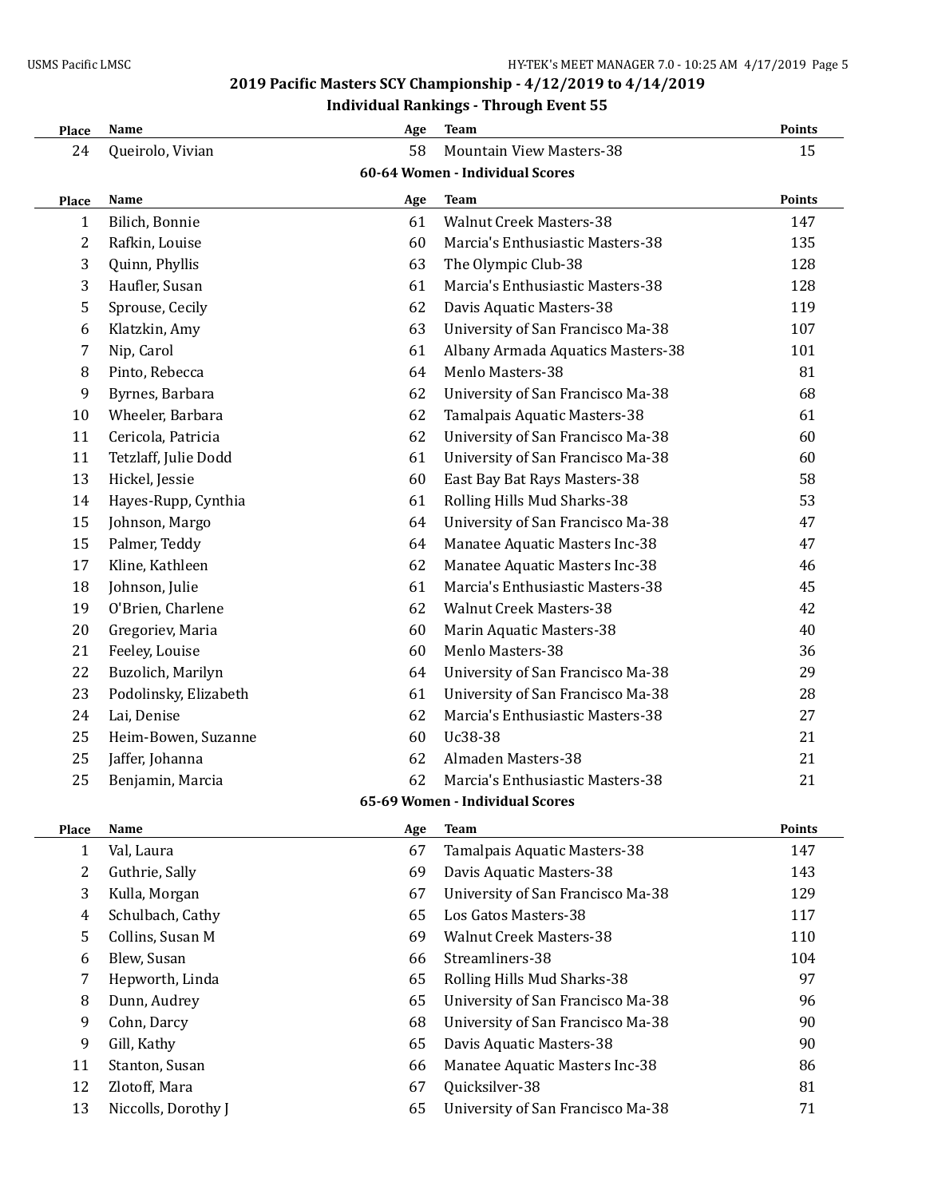## 2019 Pacific Masters SCY Championship - 4/12/2019 to 4/14/2019

### Individual Rankings - Through Event 55

| Place | Name | Age | Team | Points |
|---|---|---|---|---|
| 24 | Queirolo, Vivian | 58 | Mountain View Masters-38 | 15 |

### 60-64 Women - Individual Scores

| Place | Name | Age | Team | Points |
|---|---|---|---|---|
| 1 | Bilich, Bonnie | 61 | Walnut Creek Masters-38 | 147 |
| 2 | Rafkin, Louise | 60 | Marcia's Enthusiastic Masters-38 | 135 |
| 3 | Quinn, Phyllis | 63 | The Olympic Club-38 | 128 |
| 3 | Haufler, Susan | 61 | Marcia's Enthusiastic Masters-38 | 128 |
| 5 | Sprouse, Cecily | 62 | Davis Aquatic Masters-38 | 119 |
| 6 | Klatzkin, Amy | 63 | University of San Francisco Ma-38 | 107 |
| 7 | Nip, Carol | 61 | Albany Armada Aquatics Masters-38 | 101 |
| 8 | Pinto, Rebecca | 64 | Menlo Masters-38 | 81 |
| 9 | Byrnes, Barbara | 62 | University of San Francisco Ma-38 | 68 |
| 10 | Wheeler, Barbara | 62 | Tamalpais Aquatic Masters-38 | 61 |
| 11 | Cericola, Patricia | 62 | University of San Francisco Ma-38 | 60 |
| 11 | Tetzlaff, Julie Dodd | 61 | University of San Francisco Ma-38 | 60 |
| 13 | Hickel, Jessie | 60 | East Bay Bat Rays Masters-38 | 58 |
| 14 | Hayes-Rupp, Cynthia | 61 | Rolling Hills Mud Sharks-38 | 53 |
| 15 | Johnson, Margo | 64 | University of San Francisco Ma-38 | 47 |
| 15 | Palmer, Teddy | 64 | Manatee Aquatic Masters Inc-38 | 47 |
| 17 | Kline, Kathleen | 62 | Manatee Aquatic Masters Inc-38 | 46 |
| 18 | Johnson, Julie | 61 | Marcia's Enthusiastic Masters-38 | 45 |
| 19 | O'Brien, Charlene | 62 | Walnut Creek Masters-38 | 42 |
| 20 | Gregoriev, Maria | 60 | Marin Aquatic Masters-38 | 40 |
| 21 | Feeley, Louise | 60 | Menlo Masters-38 | 36 |
| 22 | Buzolich, Marilyn | 64 | University of San Francisco Ma-38 | 29 |
| 23 | Podolinsky, Elizabeth | 61 | University of San Francisco Ma-38 | 28 |
| 24 | Lai, Denise | 62 | Marcia's Enthusiastic Masters-38 | 27 |
| 25 | Heim-Bowen, Suzanne | 60 | Uc38-38 | 21 |
| 25 | Jaffer, Johanna | 62 | Almaden Masters-38 | 21 |
| 25 | Benjamin, Marcia | 62 | Marcia's Enthusiastic Masters-38 | 21 |

### 65-69 Women - Individual Scores

| Place | Name | Age | Team | Points |
|---|---|---|---|---|
| 1 | Val, Laura | 67 | Tamalpais Aquatic Masters-38 | 147 |
| 2 | Guthrie, Sally | 69 | Davis Aquatic Masters-38 | 143 |
| 3 | Kulla, Morgan | 67 | University of San Francisco Ma-38 | 129 |
| 4 | Schulbach, Cathy | 65 | Los Gatos Masters-38 | 117 |
| 5 | Collins, Susan M | 69 | Walnut Creek Masters-38 | 110 |
| 6 | Blew, Susan | 66 | Streamliners-38 | 104 |
| 7 | Hepworth, Linda | 65 | Rolling Hills Mud Sharks-38 | 97 |
| 8 | Dunn, Audrey | 65 | University of San Francisco Ma-38 | 96 |
| 9 | Cohn, Darcy | 68 | University of San Francisco Ma-38 | 90 |
| 9 | Gill, Kathy | 65 | Davis Aquatic Masters-38 | 90 |
| 11 | Stanton, Susan | 66 | Manatee Aquatic Masters Inc-38 | 86 |
| 12 | Zlotoff, Mara | 67 | Quicksilver-38 | 81 |
| 13 | Niccolls, Dorothy J | 65 | University of San Francisco Ma-38 | 71 |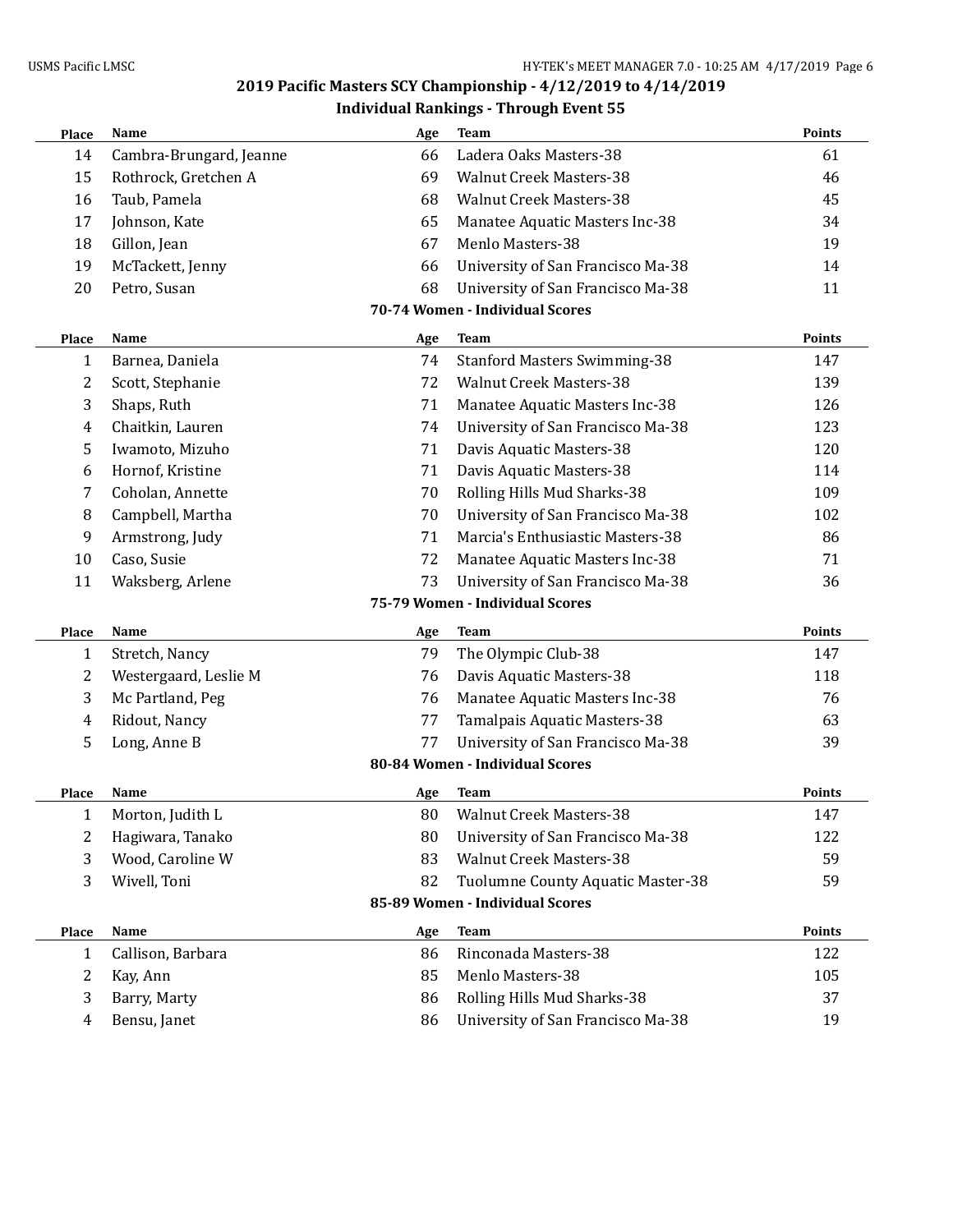## 2019 Pacific Masters SCY Championship - 4/12/2019 to 4/14/2019

### Individual Rankings - Through Event 55

| Place | Name | Age | Team | Points |
|---|---|---|---|---|
| 14 | Cambra-Brungard, Jeanne | 66 | Ladera Oaks Masters-38 | 61 |
| 15 | Rothrock, Gretchen A | 69 | Walnut Creek Masters-38 | 46 |
| 16 | Taub, Pamela | 68 | Walnut Creek Masters-38 | 45 |
| 17 | Johnson, Kate | 65 | Manatee Aquatic Masters Inc-38 | 34 |
| 18 | Gillon, Jean | 67 | Menlo Masters-38 | 19 |
| 19 | McTackett, Jenny | 66 | University of San Francisco Ma-38 | 14 |
| 20 | Petro, Susan | 68 | University of San Francisco Ma-38 | 11 |

### 70-74 Women - Individual Scores

| Place | Name | Age | Team | Points |
|---|---|---|---|---|
| 1 | Barnea, Daniela | 74 | Stanford Masters Swimming-38 | 147 |
| 2 | Scott, Stephanie | 72 | Walnut Creek Masters-38 | 139 |
| 3 | Shaps, Ruth | 71 | Manatee Aquatic Masters Inc-38 | 126 |
| 4 | Chaitkin, Lauren | 74 | University of San Francisco Ma-38 | 123 |
| 5 | Iwamoto, Mizuho | 71 | Davis Aquatic Masters-38 | 120 |
| 6 | Hornof, Kristine | 71 | Davis Aquatic Masters-38 | 114 |
| 7 | Coholan, Annette | 70 | Rolling Hills Mud Sharks-38 | 109 |
| 8 | Campbell, Martha | 70 | University of San Francisco Ma-38 | 102 |
| 9 | Armstrong, Judy | 71 | Marcia's Enthusiastic Masters-38 | 86 |
| 10 | Caso, Susie | 72 | Manatee Aquatic Masters Inc-38 | 71 |
| 11 | Waksberg, Arlene | 73 | University of San Francisco Ma-38 | 36 |

### 75-79 Women - Individual Scores

| Place | Name | Age | Team | Points |
|---|---|---|---|---|
| 1 | Stretch, Nancy | 79 | The Olympic Club-38 | 147 |
| 2 | Westergaard, Leslie M | 76 | Davis Aquatic Masters-38 | 118 |
| 3 | Mc Partland, Peg | 76 | Manatee Aquatic Masters Inc-38 | 76 |
| 4 | Ridout, Nancy | 77 | Tamalpais Aquatic Masters-38 | 63 |
| 5 | Long, Anne B | 77 | University of San Francisco Ma-38 | 39 |

### 80-84 Women - Individual Scores

| Place | Name | Age | Team | Points |
|---|---|---|---|---|
| 1 | Morton, Judith L | 80 | Walnut Creek Masters-38 | 147 |
| 2 | Hagiwara, Tanako | 80 | University of San Francisco Ma-38 | 122 |
| 3 | Wood, Caroline W | 83 | Walnut Creek Masters-38 | 59 |
| 3 | Wivell, Toni | 82 | Tuolumne County Aquatic Master-38 | 59 |

### 85-89 Women - Individual Scores

| Place | Name | Age | Team | Points |
|---|---|---|---|---|
| 1 | Callison, Barbara | 86 | Rinconada Masters-38 | 122 |
| 2 | Kay, Ann | 85 | Menlo Masters-38 | 105 |
| 3 | Barry, Marty | 86 | Rolling Hills Mud Sharks-38 | 37 |
| 4 | Bensu, Janet | 86 | University of San Francisco Ma-38 | 19 |